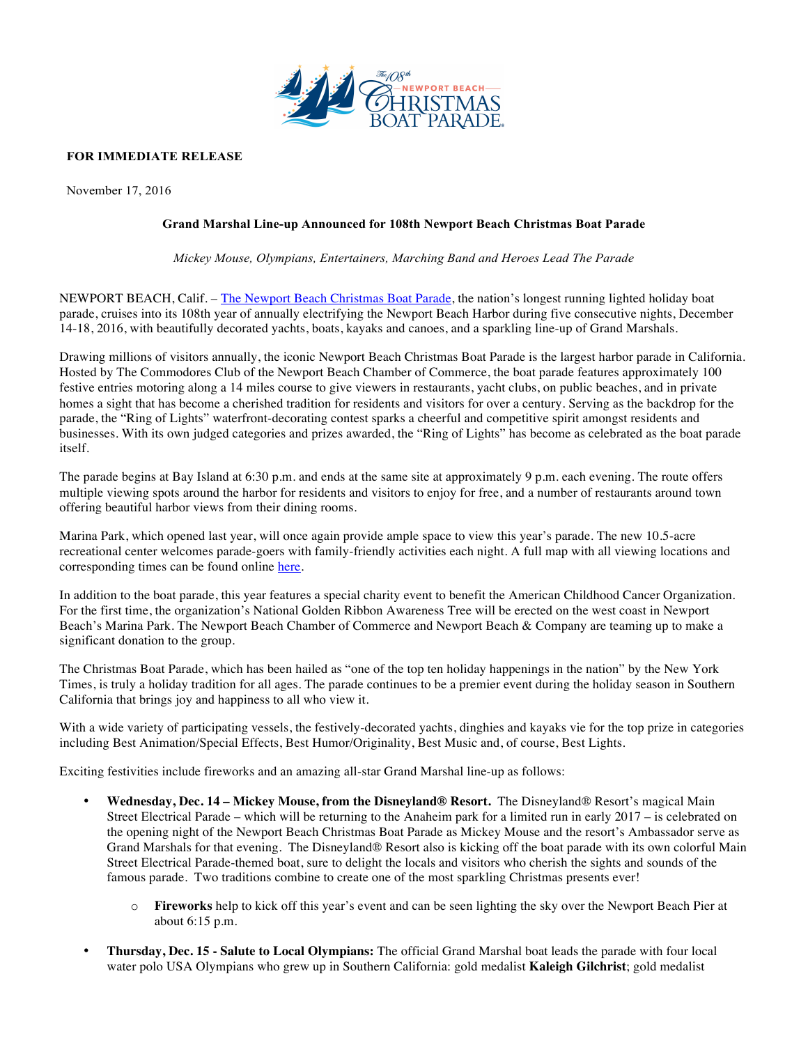**FOR IMMEDIATE RELEASE**

November 17, 2016

**Grand Marshal Line-up Announced for 108th Newport Beach Christmas Boat Parade**

*Mickey Mouse, Olympians, Entertainers, Marching Band and Heroes Lead The Parade*

NEWPORT BEACH, Calif. – [The Newport Beach Christmas Boat Parade](), the nation's longest running lighted holiday boat parade, cruises into its 108th year of annually electrifying the Newport Beach Harbor during five consecutive nights, December 14-18, 2016, with beautifully decorated yachts, boats, kayaks and canoes, and a sparkling line-up of Grand Marshals.

Drawing millions of visitors annually, the iconic Newport Beach Christmas Boat Parade is the largest harbor parade in California. Hosted by The Commodores Club of the Newport Beach Chamber of Commerce, the boat parade features approximately 100 festive entries motoring along a 14 miles course to give viewers in restaurants, yacht clubs, on public beaches, and in private homes a sight that has become a cherished tradition for residents and visitors for over a century. Serving as the backdrop for the parade, the "Ring of Lights" waterfront-decorating contest sparks a cheerful and competitive spirit amongst residents and businesses. With its own judged categories and prizes awarded, the "Ring of Lights" has become as celebrated as the boat parade itself.

The parade begins at Bay Island at 6:30 p.m. and ends at the same site at approximately 9 p.m. each evening. The route offers multiple viewing spots around the harbor for residents and visitors to enjoy for free, and a number of restaurants around town offering beautiful harbor views from their dining rooms.

Marina Park, which opened last year, will once again provide ample space to view this year's parade. The new 10.5-acre recreational center welcomes parade-goers with family-friendly activities each night. A full map with all viewing locations and corresponding times can be found online [here]().

In addition to the boat parade, this year features a special charity event to benefit the American Childhood Cancer Organization. For the first time, the organization's National Golden Ribbon Awareness Tree will be erected on the west coast in Newport Beach's Marina Park. The Newport Beach Chamber of Commerce and Newport Beach & Company are teaming up to make a significant donation to the group.

The Christmas Boat Parade, which has been hailed as "one of the top ten holiday happenings in the nation" by the New York Times, is truly a holiday tradition for all ages. The parade continues to be a premier event during the holiday season in Southern California that brings joy and happiness to all who view it.

With a wide variety of participating vessels, the festively-decorated yachts, dinghies and kayaks vie for the top prize in categories including Best Animation/Special Effects, Best Humor/Originality, Best Music and, of course, Best Lights.

Exciting festivities include fireworks and an amazing all-star Grand Marshal line-up as follows:

- **Wednesday, Dec. 14 – Mickey Mouse, from the Disneyland® Resort.** The Disneyland® Resort's magical Main Street Electrical Parade – which will be returning to the Anaheim park for a limited run in early 2017 – is celebrated on the opening night of the Newport Beach Christmas Boat Parade as Mickey Mouse and the resort's Ambassador serve as Grand Marshals for that evening. The Disneyland® Resort also is kicking off the boat parade with its own colorful Main Street Electrical Parade-themed boat, sure to delight the locals and visitors who cherish the sights and sounds of the famous parade. Two traditions combine to create one of the most sparkling Christmas presents ever!
    - **Fireworks** help to kick off this year's event and can be seen lighting the sky over the Newport Beach Pier at about 6:15 p.m.
- **Thursday, Dec. 15 - Salute to Local Olympians:** The official Grand Marshal boat leads the parade with four local water polo USA Olympians who grew up in Southern California: gold medalist **Kaleigh Gilchrist**; gold medalist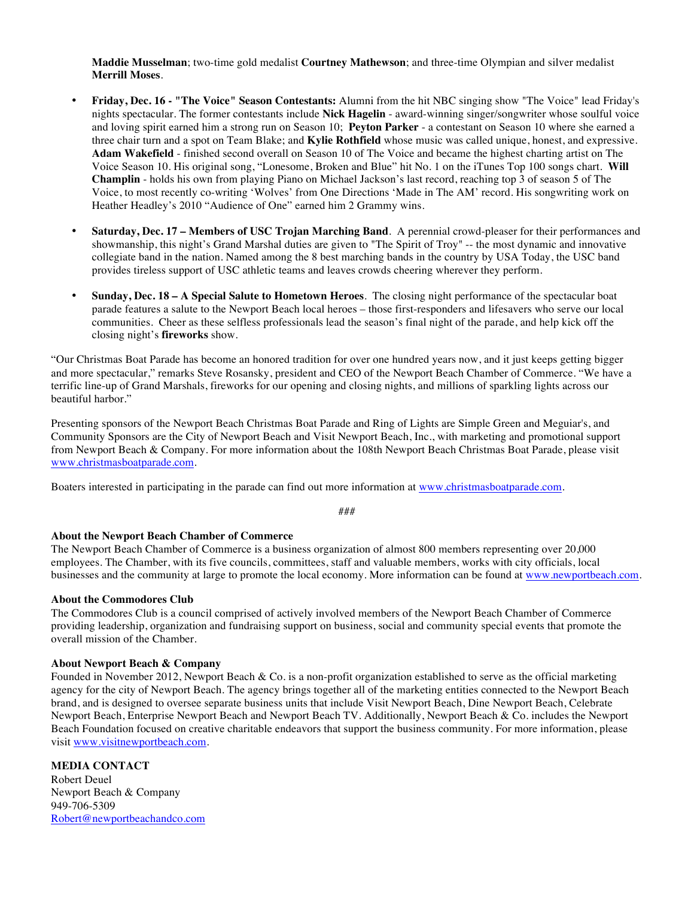**Maddie Musselman**; two-time gold medalist **Courtney Mathewson**; and three-time Olympian and silver medalist **Merrill Moses**.

- **Friday, Dec. 16 - "The Voice" Season Contestants:** Alumni from the hit NBC singing show "The Voice" lead Friday's nights spectacular. The former contestants include **Nick Hagelin** - award-winning singer/songwriter whose soulful voice and loving spirit earned him a strong run on Season 10; **Peyton Parker** - a contestant on Season 10 where she earned a three chair turn and a spot on Team Blake; and **Kylie Rothfield** whose music was called unique, honest, and expressive. **Adam Wakefield** - finished second overall on Season 10 of The Voice and became the highest charting artist on The Voice Season 10. His original song, "Lonesome, Broken and Blue" hit No. 1 on the iTunes Top 100 songs chart. **Will Champlin** - holds his own from playing Piano on Michael Jackson's last record, reaching top 3 of season 5 of The Voice, to most recently co-writing 'Wolves' from One Directions 'Made in The AM' record. His songwriting work on Heather Headley's 2010 "Audience of One" earned him 2 Grammy wins.

- **Saturday, Dec. 17 – Members of USC Trojan Marching Band**. A perennial crowd-pleaser for their performances and showmanship, this night's Grand Marshal duties are given to "The Spirit of Troy" -- the most dynamic and innovative collegiate band in the nation. Named among the 8 best marching bands in the country by USA Today, the USC band provides tireless support of USC athletic teams and leaves crowds cheering wherever they perform.

- **Sunday, Dec. 18 – A Special Salute to Hometown Heroes**. The closing night performance of the spectacular boat parade features a salute to the Newport Beach local heroes – those first-responders and lifesavers who serve our local communities. Cheer as these selfless professionals lead the season's final night of the parade, and help kick off the closing night's **fireworks** show.

"Our Christmas Boat Parade has become an honored tradition for over one hundred years now, and it just keeps getting bigger and more spectacular," remarks Steve Rosansky, president and CEO of the Newport Beach Chamber of Commerce. "We have a terrific line-up of Grand Marshals, fireworks for our opening and closing nights, and millions of sparkling lights across our beautiful harbor."

Presenting sponsors of the Newport Beach Christmas Boat Parade and Ring of Lights are Simple Green and Meguiar's, and Community Sponsors are the City of Newport Beach and Visit Newport Beach, Inc., with marketing and promotional support from Newport Beach & Company. For more information about the 108th Newport Beach Christmas Boat Parade, please visit www.christmasboatparade.com.

Boaters interested in participating in the parade can find out more information at www.christmasboatparade.com.

###

**About the Newport Beach Chamber of Commerce**
The Newport Beach Chamber of Commerce is a business organization of almost 800 members representing over 20,000 employees. The Chamber, with its five councils, committees, staff and valuable members, works with city officials, local businesses and the community at large to promote the local economy. More information can be found at www.newportbeach.com.

**About the Commodores Club**
The Commodores Club is a council comprised of actively involved members of the Newport Beach Chamber of Commerce providing leadership, organization and fundraising support on business, social and community special events that promote the overall mission of the Chamber.

**About Newport Beach & Company**
Founded in November 2012, Newport Beach & Co. is a non-profit organization established to serve as the official marketing agency for the city of Newport Beach. The agency brings together all of the marketing entities connected to the Newport Beach brand, and is designed to oversee separate business units that include Visit Newport Beach, Dine Newport Beach, Celebrate Newport Beach, Enterprise Newport Beach and Newport Beach TV. Additionally, Newport Beach & Co. includes the Newport Beach Foundation focused on creative charitable endeavors that support the business community. For more information, please visit www.visitnewportbeach.com.

**MEDIA CONTACT**
Robert Deuel
Newport Beach & Company
949-706-5309
Robert@newportbeachandco.com